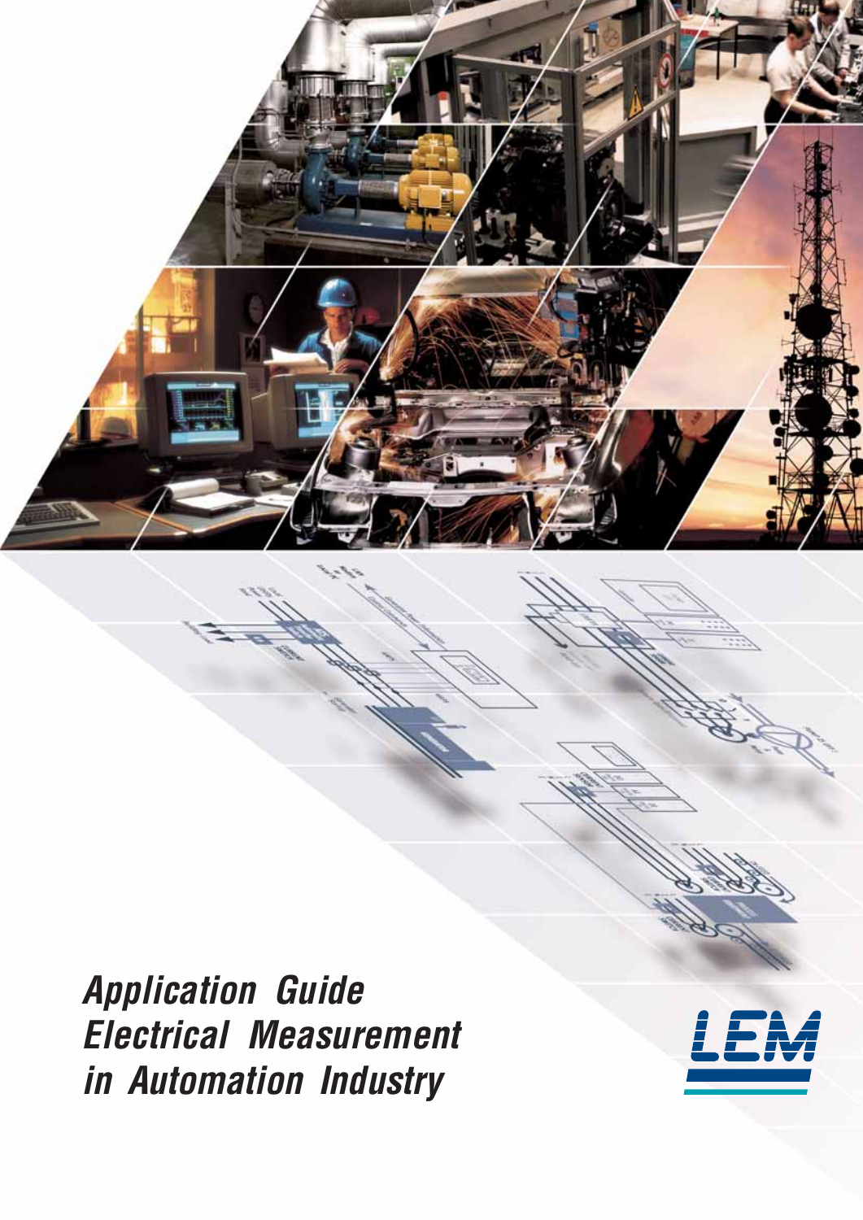# Application Guide Electrical Measurement in Automation Industry

LEM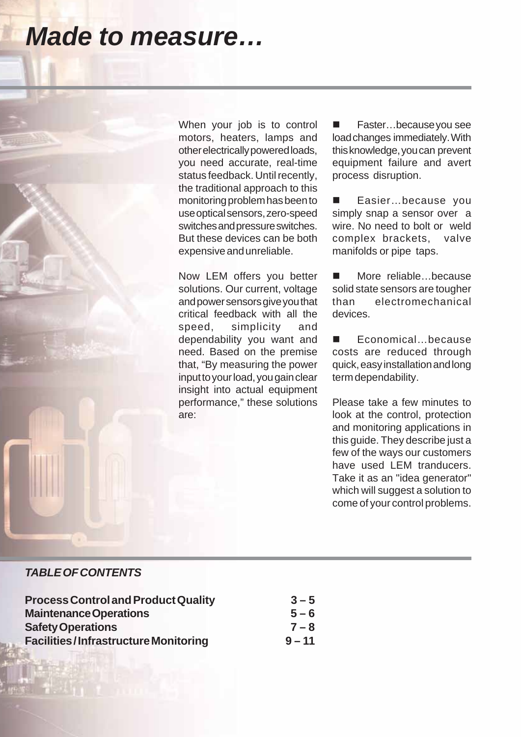# Made to measure…

When your job is to control motors, heaters, lamps and other electrically powered loads, you need accurate, real-time status feedback. Until recently, the traditional approach to this monitoring problem has been to use optical sensors, zero-speed switches and pressure switches. But these devices can be both expensive and unreliable.

Now LEM offers you better solutions. Our current, voltage and power sensors give you that critical feedback with all the speed, simplicity and dependability you want and need. Based on the premise that, "By measuring the power input to your load, you gain clear insight into actual equipment performance," these solutions are:

- Faster…because you see load changes immediately. With this knowledge, you can prevent equipment failure and avert process disruption.
- Easier…because you simply snap a sensor over a wire. No need to bolt or weld complex brackets, valve manifolds or pipe taps.
- More reliable…because solid state sensors are tougher than electromechanical devices.
- Economical…because costs are reduced through quick, easy installation and long term dependability.

Please take a few minutes to look at the control, protection and monitoring applications in this guide. They describe just a few of the ways our customers have used LEM tranducers. Take it as an "idea generator" which will suggest a solution to come of your control problems.

***TABLE OF CONTENTS***

| | |
|---|---|
| **Process Control and Product Quality** | **3 – 5** |
| **Maintenance Operations** | **5 – 6** |
| **Safety Operations** | **7 – 8** |
| **Facilities / Infrastructure Monitoring** | **9 – 11** |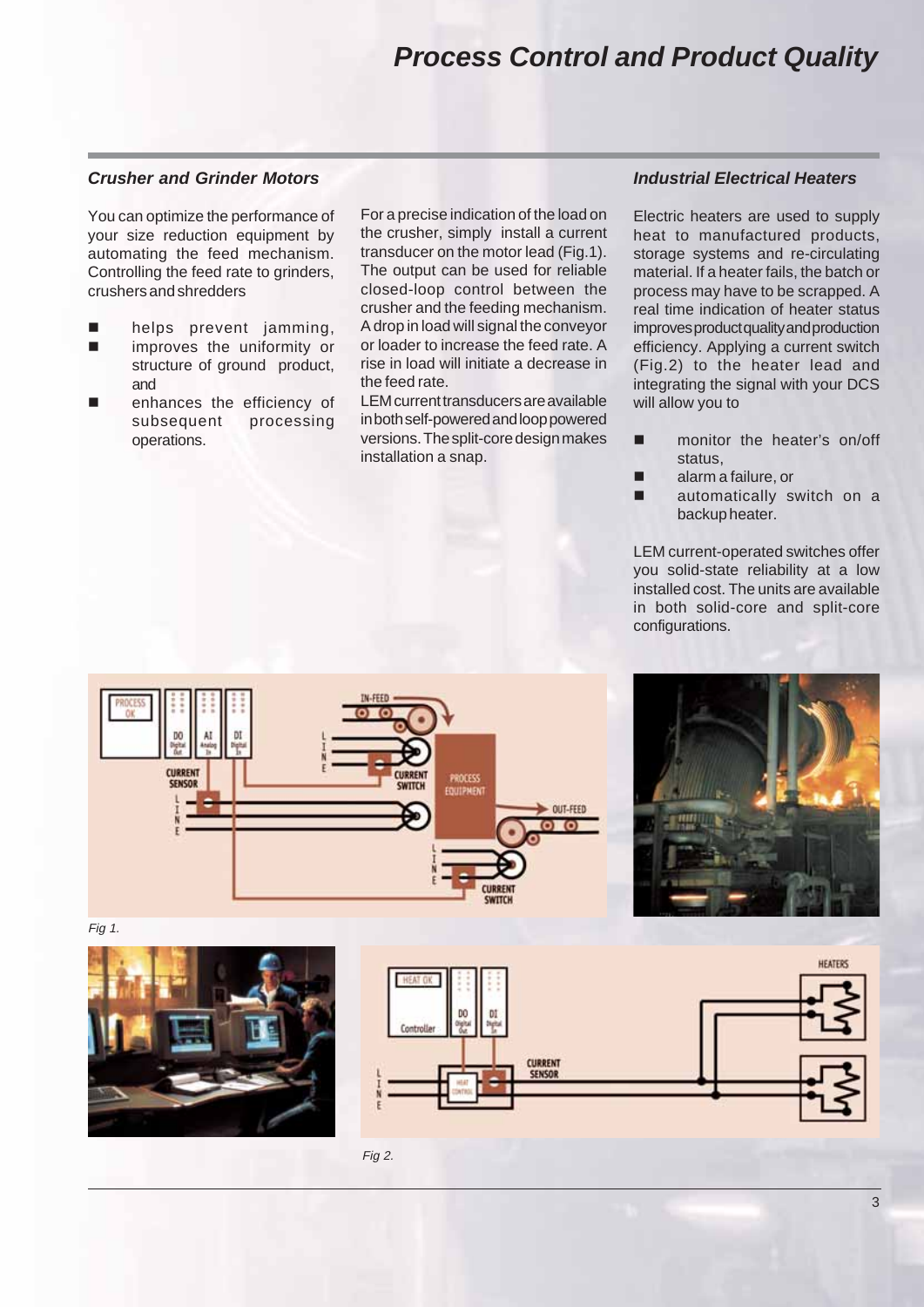# Process Control and Product Quality

### Crusher and Grinder Motors

You can optimize the performance of your size reduction equipment by automating the feed mechanism. Controlling the feed rate to grinders, crushers and shredders

- helps prevent jamming,
- improves the uniformity or structure of ground product, and
- enhances the efficiency of subsequent processing operations.

For a precise indication of the load on the crusher, simply install a current transducer on the motor lead (Fig.1). The output can be used for reliable closed-loop control between the crusher and the feeding mechanism. A drop in load will signal the conveyor or loader to increase the feed rate. A rise in load will initiate a decrease in the feed rate.

LEM current transducers are available in both self-powered and loop powered versions. The split-core design makes installation a snap.

### Industrial Electrical Heaters

Electric heaters are used to supply heat to manufactured products, storage systems and re-circulating material. If a heater fails, the batch or process may have to be scrapped. A real time indication of heater status improves product quality and production efficiency. Applying a current switch (Fig.2) to the heater lead and integrating the signal with your DCS will allow you to

- monitor the heater's on/off status,
- alarm a failure, or
- automatically switch on a backup heater.

LEM current-operated switches offer you solid-state reliability at a low installed cost. The units are available in both solid-core and split-core configurations.

*Fig 1.*

*Fig 2.*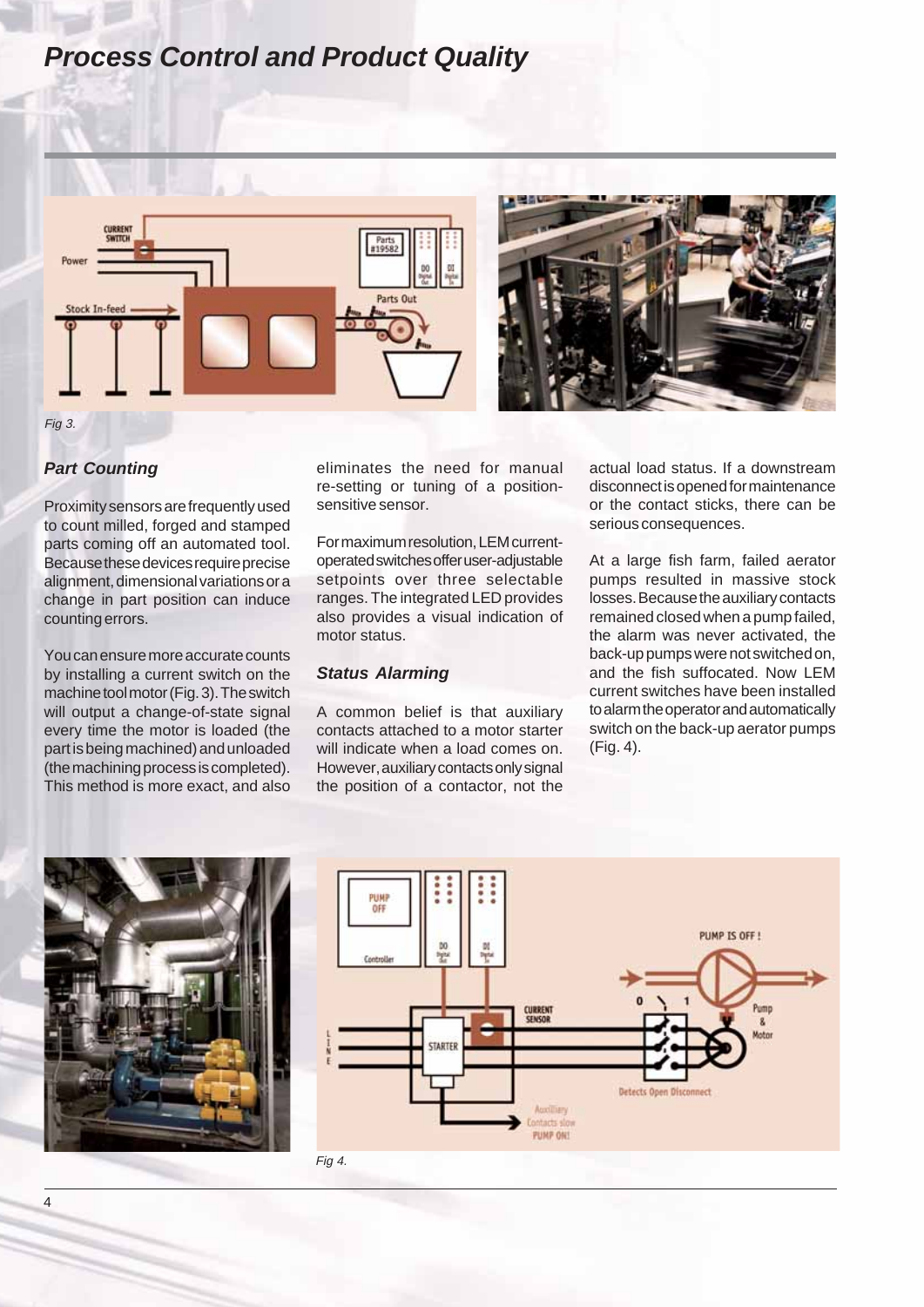# Process Control and Product Quality

Fig 3.

### Part Counting

Proximity sensors are frequently used to count milled, forged and stamped parts coming off an automated tool. Because these devices require precise alignment, dimensional variations or a change in part position can induce counting errors.

You can ensure more accurate counts by installing a current switch on the machine tool motor (Fig. 3). The switch will output a change-of-state signal every time the motor is loaded (the part is being machined) and unloaded (the machining process is completed). This method is more exact, and also eliminates the need for manual re-setting or tuning of a position-sensitive sensor.

For maximum resolution, LEM current-operated switches offer user-adjustable setpoints over three selectable ranges. The integrated LED provides also provides a visual indication of motor status.

### Status Alarming

A common belief is that auxiliary contacts attached to a motor starter will indicate when a load comes on. However, auxiliary contacts only signal the position of a contactor, not the actual load status. If a downstream disconnect is opened for maintenance or the contact sticks, there can be serious consequences.

At a large fish farm, failed aerator pumps resulted in massive stock losses. Because the auxiliary contacts remained closed when a pump failed, the alarm was never activated, the back-up pumps were not switched on, and the fish suffocated. Now LEM current switches have been installed to alarm the operator and automatically switch on the back-up aerator pumps (Fig. 4).

Fig 4.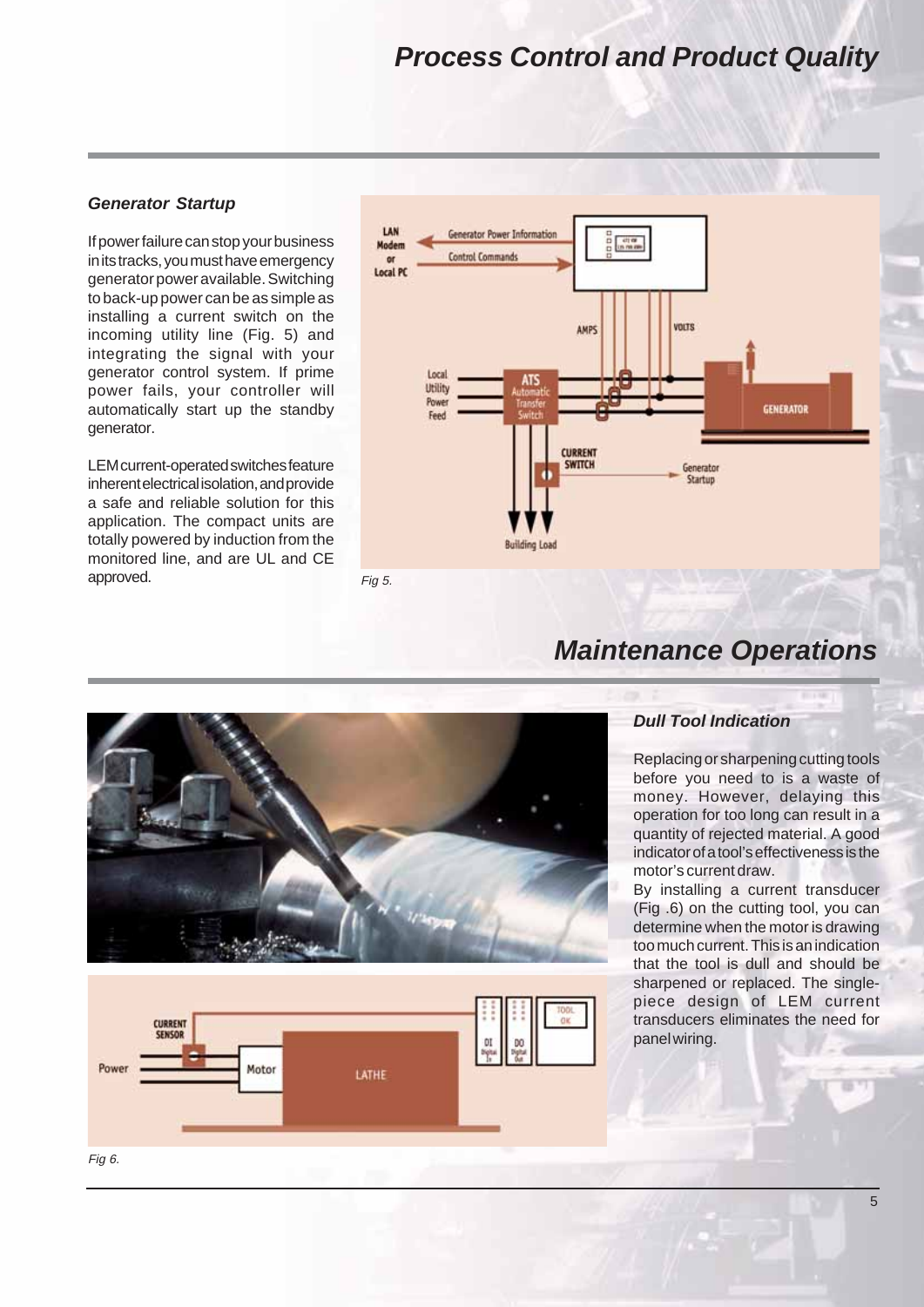# Process Control and Product Quality

### Generator Startup

If power failure can stop your business in its tracks, you must have emergency generator power available. Switching to back-up power can be as simple as installing a current switch on the incoming utility line (Fig. 5) and integrating the signal with your generator control system. If prime power fails, your controller will automatically start up the standby generator.

LEM current-operated switches feature inherent electrical isolation, and provide a safe and reliable solution for this application. The compact units are totally powered by induction from the monitored line, and are UL and CE approved.

*Fig 5.*

# Maintenance Operations

### Dull Tool Indication

Replacing or sharpening cutting tools before you need to is a waste of money. However, delaying this operation for too long can result in a quantity of rejected material. A good indicator of a tool's effectiveness is the motor's current draw.

By installing a current transducer (Fig .6) on the cutting tool, you can determine when the motor is drawing too much current. This is an indication that the tool is dull and should be sharpened or replaced. The single-piece design of LEM current transducers eliminates the need for panel wiring.

*Fig 6.*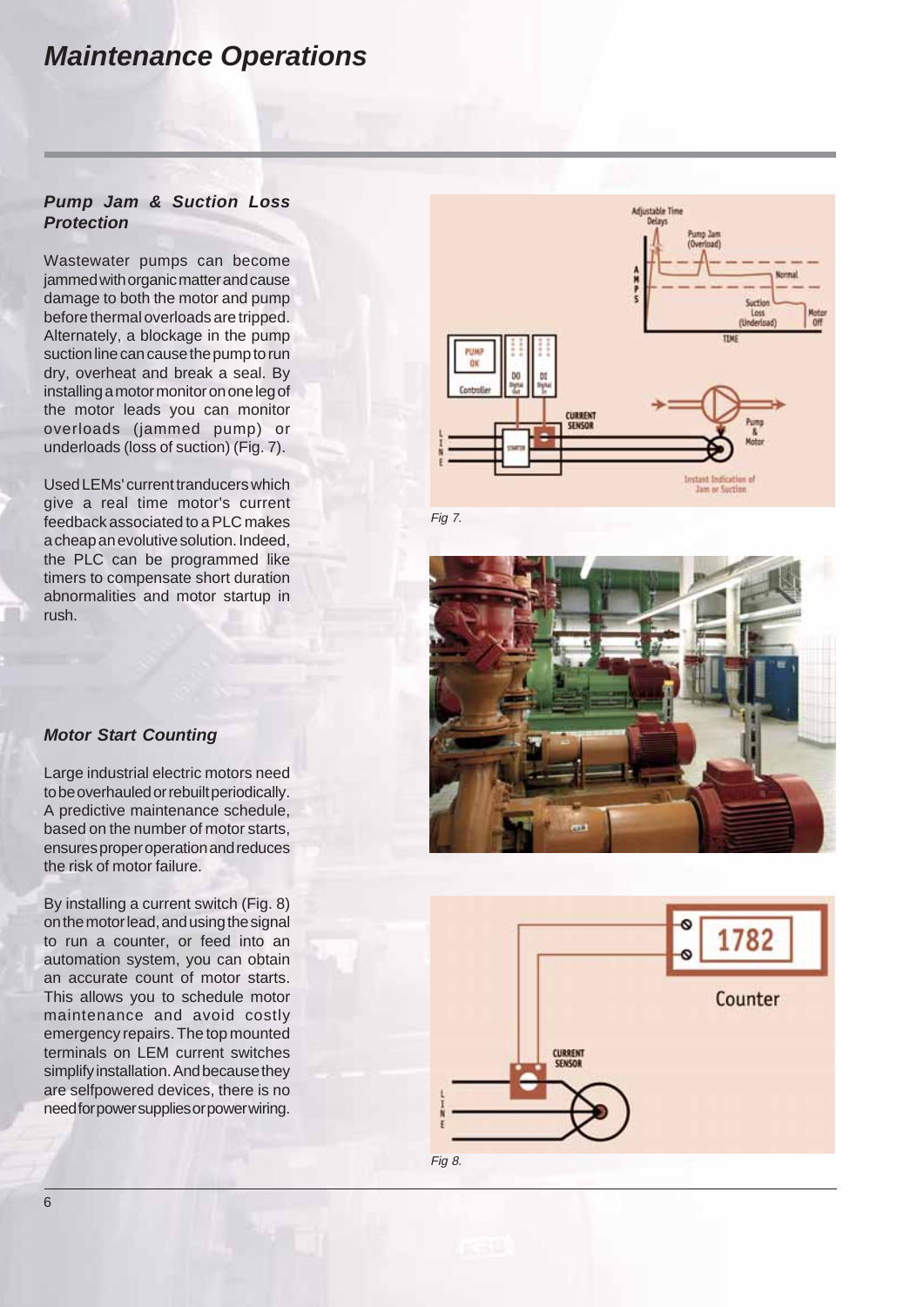# Maintenance Operations

### *Pump Jam & Suction Loss Protection*

Wastewater pumps can become jammed with organic matter and cause damage to both the motor and pump before thermal overloads are tripped. Alternately, a blockage in the pump suction line can cause the pump to run dry, overheat and break a seal. By installing a motor monitor on one leg of the motor leads you can monitor overloads (jammed pump) or underloads (loss of suction) (Fig. 7).

Used LEMs' current tranducers which give a real time motor's current feedback associated to a PLC makes a cheap an evolutive solution. Indeed, the PLC can be programmed like timers to compensate short duration abnormalities and motor startup in rush.

*Fig 7.*

### *Motor Start Counting*

Large industrial electric motors need to be overhauled or rebuilt periodically. A predictive maintenance schedule, based on the number of motor starts, ensures proper operation and reduces the risk of motor failure.

By installing a current switch (Fig. 8) on the motor lead, and using the signal to run a counter, or feed into an automation system, you can obtain an accurate count of motor starts. This allows you to schedule motor maintenance and avoid costly emergency repairs. The top mounted terminals on LEM current switches simplify installation. And because they are selfpowered devices, there is no need for power supplies or power wiring.

*Fig 8.*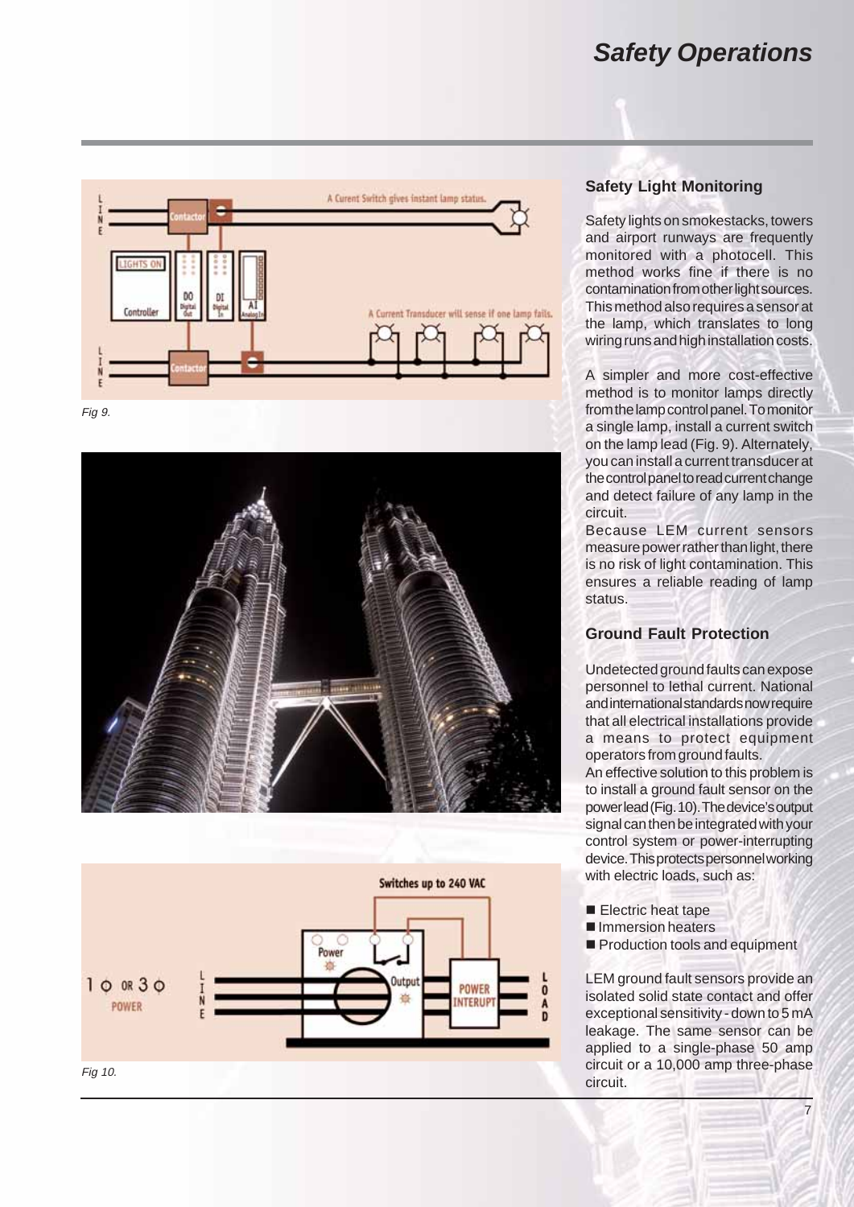# Safety Operations

Fig 9.

Fig 10.

## Safety Light Monitoring

Safety lights on smokestacks, towers and airport runways are frequently monitored with a photocell. This method works fine if there is no contamination from other light sources. This method also requires a sensor at the lamp, which translates to long wiring runs and high installation costs.

A simpler and more cost-effective method is to monitor lamps directly from the lamp control panel. To monitor a single lamp, install a current switch on the lamp lead (Fig. 9). Alternately, you can install a current transducer at the control panel to read current change and detect failure of any lamp in the circuit.

Because LEM current sensors measure power rather than light, there is no risk of light contamination. This ensures a reliable reading of lamp status.

## Ground Fault Protection

Undetected ground faults can expose personnel to lethal current. National and international standards now require that all electrical installations provide a means to protect equipment operators from ground faults.

An effective solution to this problem is to install a ground fault sensor on the power lead (Fig. 10). The device's output signal can then be integrated with your control system or power-interrupting device. This protects personnel working with electric loads, such as:

- Electric heat tape
- Immersion heaters
- Production tools and equipment

LEM ground fault sensors provide an isolated solid state contact and offer exceptional sensitivity - down to 5 mA leakage. The same sensor can be applied to a single-phase 50 amp circuit or a 10,000 amp three-phase circuit.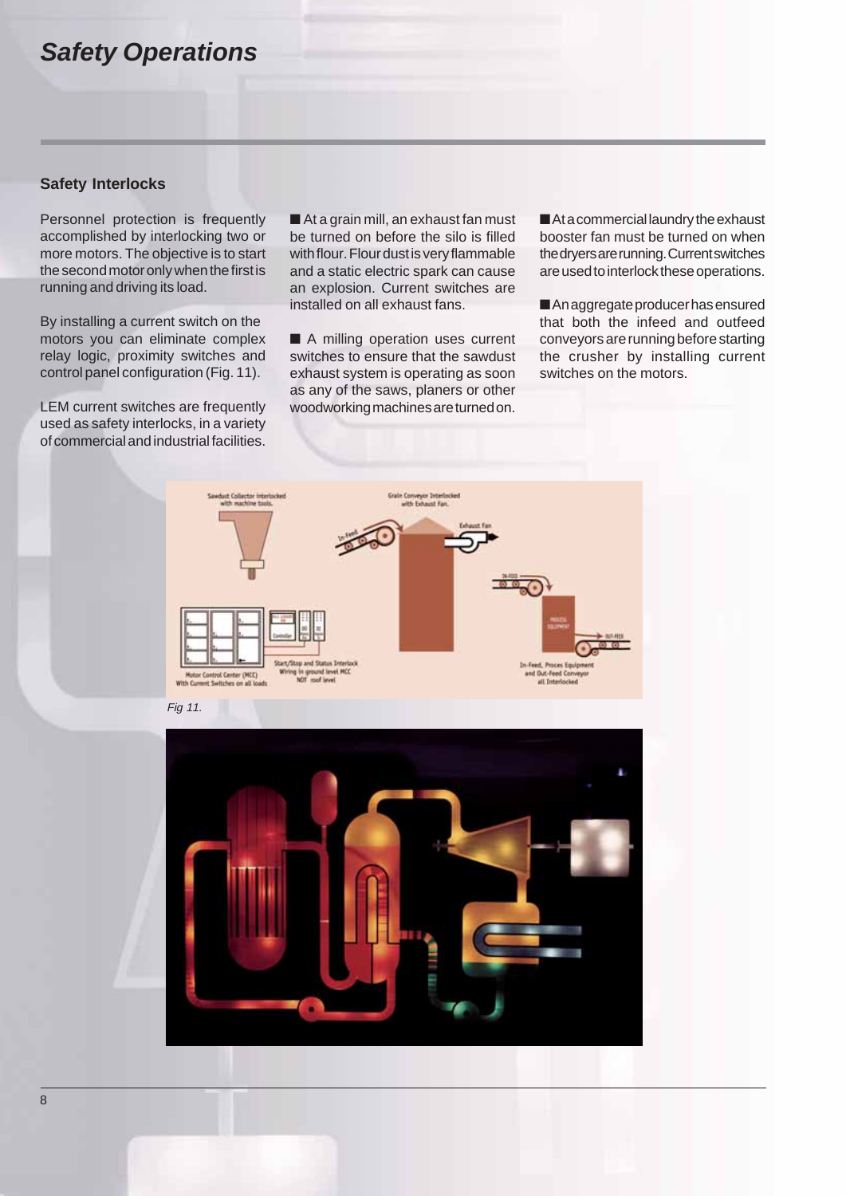# Safety Operations

### Safety Interlocks

Personnel protection is frequently accomplished by interlocking two or more motors. The objective is to start the second motor only when the first is running and driving its load.

By installing a current switch on the motors you can eliminate complex relay logic, proximity switches and control panel configuration (Fig. 11).

LEM current switches are frequently used as safety interlocks, in a variety of commercial and industrial facilities.

- At a grain mill, an exhaust fan must be turned on before the silo is filled with flour. Flour dust is very flammable and a static electric spark can cause an explosion. Current switches are installed on all exhaust fans.
- A milling operation uses current switches to ensure that the sawdust exhaust system is operating as soon as any of the saws, planers or other woodworking machines are turned on.
- At a commercial laundry the exhaust booster fan must be turned on when the dryers are running. Current switches are used to interlock these operations.
- An aggregate producer has ensured that both the infeed and outfeed conveyors are running before starting the crusher by installing current switches on the motors.

*Fig 11.*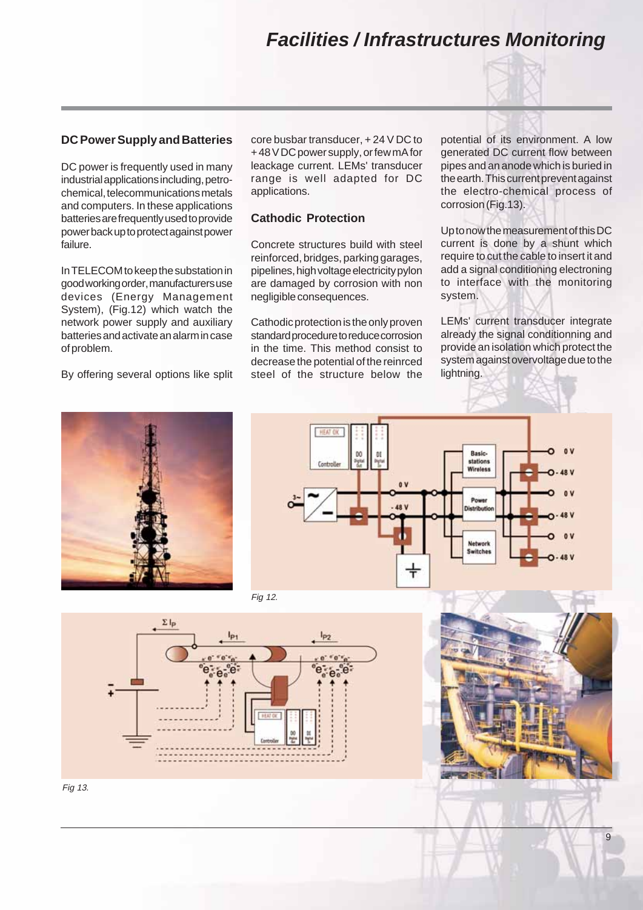# Facilities / Infrastructures Monitoring

## DC Power Supply and Batteries

DC power is frequently used in many industrial applications including, petro-chemical, telecommunications metals and computers. In these applications batteries are frequently used to provide power back up to protect against power failure.

In TELECOM to keep the substation in good working order, manufacturers use devices (Energy Management System), (Fig.12) which watch the network power supply and auxiliary batteries and activate an alarm in case of problem.

By offering several options like split core busbar transducer, + 24 V DC to + 48 V DC power supply, or few mA for leackage current. LEMs' transducer range is well adapted for DC applications.

## Cathodic Protection

Concrete structures build with steel reinforced, bridges, parking garages, pipelines, high voltage electricity pylon are damaged by corrosion with non negligible consequences.

Cathodic protection is the only proven standard procedure to reduce corrosion in the time. This method consist to decrease the potential of the reinrced steel of the structure below the potential of its environment. A low generated DC current flow between pipes and an anode which is buried in the earth. This current prevent against the electro-chemical process of corrosion (Fig.13).

Up to now the measurement of this DC current is done by a shunt which require to cut the cable to insert it and add a signal conditioning electroning to interface with the monitoring system.

LEMs' current transducer integrate already the signal conditionning and provide an isolation which protect the system against overvoltage due to the lightning.

Fig 12.

Fig 13.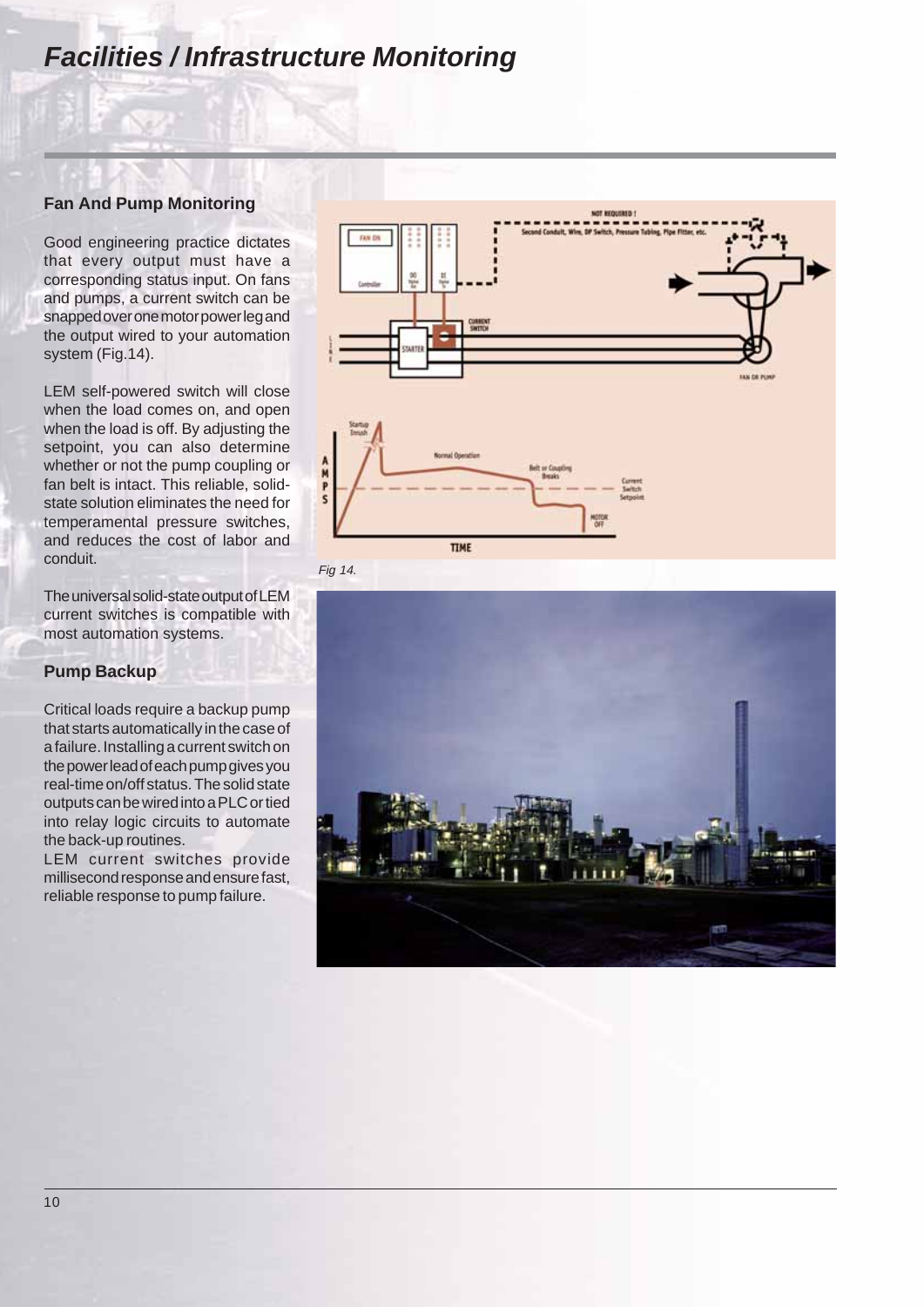# Facilities / Infrastructure Monitoring

## Fan And Pump Monitoring

Good engineering practice dictates that every output must have a corresponding status input. On fans and pumps, a current switch can be snapped over one motor power leg and the output wired to your automation system (Fig.14).

LEM self-powered switch will close when the load comes on, and open when the load is off. By adjusting the setpoint, you can also determine whether or not the pump coupling or fan belt is intact. This reliable, solid-state solution eliminates the need for temperamental pressure switches, and reduces the cost of labor and conduit.

The universal solid-state output of LEM current switches is compatible with most automation systems.

*Fig 14.*

## Pump Backup

Critical loads require a backup pump that starts automatically in the case of a failure. Installing a current switch on the power lead of each pump gives you real-time on/off status. The solid state outputs can be wired into a PLC or tied into relay logic circuits to automate the back-up routines.

LEM current switches provide millisecond response and ensure fast, reliable response to pump failure.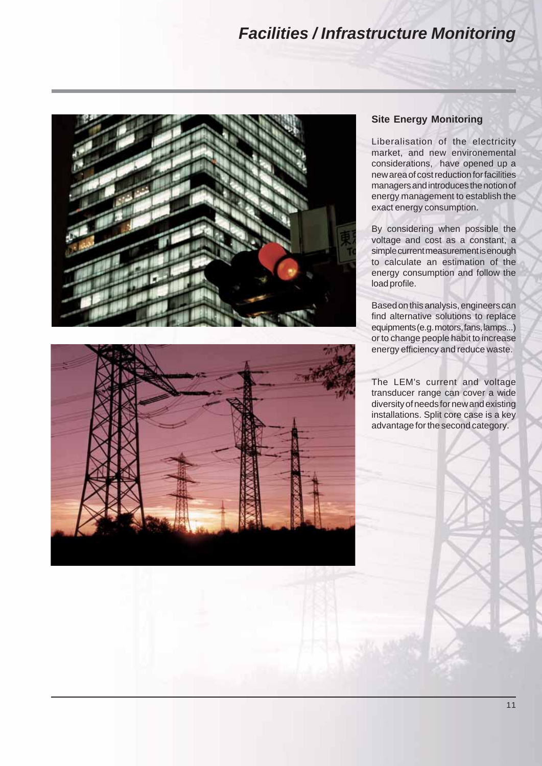# Facilities / Infrastructure Monitoring

## Site Energy Monitoring

Liberalisation of the electricity market, and new environemental considerations, have opened up a new area of cost reduction for facilities managers and introduces the notion of energy management to establish the exact energy consumption.

By considering when possible the voltage and cost as a constant, a simple current measurement is enough to calculate an estimation of the energy consumption and follow the load profile.

Based on this analysis, engineers can find alternative solutions to replace equipments (e.g. motors, fans, lamps...) or to change people habit to increase energy efficiency and reduce waste.

The LEM's current and voltage transducer range can cover a wide diversity of needs for new and existing installations. Split core case is a key advantage for the second category.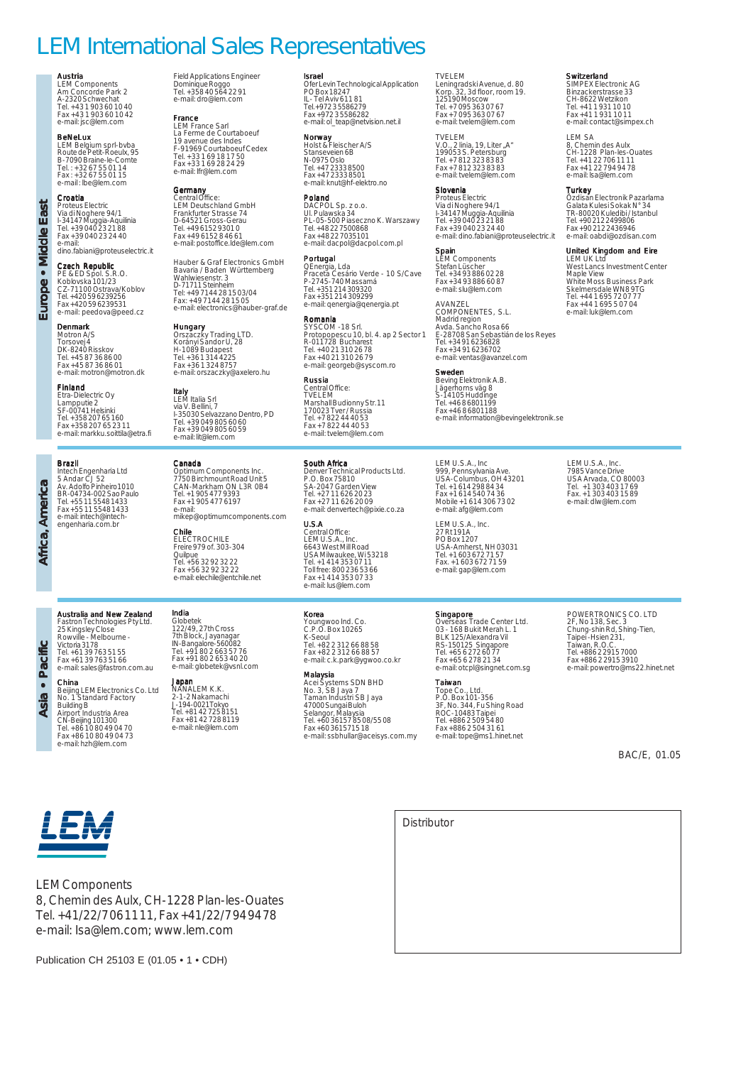# LEM International Sales Representatives

## Europe • Middle East

**Austria**
LEM Components
Am Concorde Park 2
A-2320 Schwechat
Tel. +43 1 903 60 10 40
Fax +43 1 903 60 10 42
e-mail: jsc@lem.com

**BeNeLux**
LEM Belgium sprl-bvba
Route de Petit-Roeulx, 95
B-7090 Braine-le-Comte
Tel. : +32 67 55 01 14
Fax : +32 67 55 01 15
e-mail : lbe@lem.com

**Croatia**
Proteus Electric
Via di Noghere 94/1
I-34147 Muggia-Aquilinia
Tel. +39 040 23 21 88
Fax +39 040 23 24 40
e-mail:
dino.fabiani@proteuselectric.it

**Czech Republic**
PE & ED Spol. S.R.O.
Koblovska 101/23
CZ-71100 Ostrava/Koblov
Tel. +420 59 6239256
Fax +420 59 6239531
e-mail: peedova@peed.cz

**Denmark**
Motron A/S
Torsovej 4
DK-8240 Risskov
Tel. +45 87 36 86 00
Fax +45 87 36 86 01
e-mail: motron@motron.dk

**Finland**
Etra-Dielectric Oy
Lampputie 2
SF-00741 Helsinki
Tel. +358 207 65 160
Fax +358 207 65 23 11
e-mail: markku.soittila@etra.fi

Field Applications Engineer
Dominique Roggo
Tel. +358 40 564 22 91
e-mail: dro@lem.com

**France**
LEM France Sarl
La Ferme de Courtaboeuf
19 avenue des Indes
F-91969 Courtaboeuf Cedex
Tel. +33 1 69 18 17 50
Fax +33 1 69 28 24 29
e-mail: lfr@lem.com

**Germany**
Central Office:
LEM Deutschland GmbH
Frankfurter Strasse 74
D-64521 Gross-Gerau
Tel. +49 6152 9301 0
Fax +49 6152 8 46 61
e-mail: postoffice.lde@lem.com

Hauber & Graf Electronics GmbH
Bavaria / Baden Württemberg
Wahlwiesenstr. 3
D-71711 Steinheim
Tel: +49 7144 28 15 03/04
Fax: +49 7144 28 15 05
e-mail: electronics@hauber-graf.de

**Hungary**
Orszaczky Trading LTD.
Korányi Sàndor U, 28
H-1089 Budapest
Tel. +36 1 314 4225
Fax +36 1 324 8757
e-mail: orszaczky@axelero.hu

**Italy**
LEM Italia Srl
via V. Bellini, 7
I-35030 Selvazzano Dentro, PD
Tel. +39 049 805 60 60
Fax +39 049 805 60 59
e-mail: lit@lem.com

**Israel**
Ofer Levin Technological Application
PO Box 18247
IL - Tel Aviv 611 81
Tel. +972 3 5586279
Fax +972 3 5586282
e-mail: ol_teap@netvision.net.il

**Norway**
Holst & Fleischer A/S
Stanseveien 6B
N-0975 Oslo
Tel. +47 2333 8500
Fax +47 2333 8501
e-mail: knut@hf-elektro.no

**Poland**
DACPOL Sp. z o.o.
Ul. Pulawska 34
PL-05-500 Piaseczno K. Warszawy
Tel. +48 22 7500868
Fax +48 22 7035101
e-mail: dacpol@dacpol.com.pl

**Portugal**
QEnergia, Lda
Praceta Cesário Verde - 10 S/Cave
P-2745-740 Massamá
Tel. +351 214 309320
Fax +351 214 309299
e-mail: qenergia@qenergia.pt

**Romania**
SYSCOM -18 Srl.
Protopopescu 10, bl. 4. ap 2 Sector 1
R-011728 Bucharest
Tel. +40 21 310 26 78
Fax +40 21 310 26 79
e-mail: georgeb@syscom.ro

**Russia**
Central Office:
TVELEM
Marshall Budionny Str.11
170023 Tver / Russia
Tel. +7 822 44 40 53
Fax +7 822 44 40 53
e-mail: tvelem@lem.com

TVELEM
Leningradski Avenue, d. 80
Korp. 32, 3d floor, room 19.
125190 Moscow
Tel. +7 095 363 07 67
Fax +7 095 363 07 67
e-mail: tvelem@lem.com

TVELEM
V.O., 2 linia, 19, Liter „A"
199053 S. Petersburg
Tel. +7 812 323 83 83
Fax +7 812 323 83 83
e-mail: tvelem@lem.com

**Slovenia**
Proteus Electric
Via di Noghere 94/1
I-34147 Muggia-Aquilinia
Tel. +39 040 23 21 88
Fax +39 040 23 24 40
e-mail: dino.fabiani@proteuselectric.it

**Spain**
LEM Components
Stefan Lüscher
Tel. +34 93 886 02 28
Fax +34 93 886 60 87
e-mail: slu@lem.com

AVANZEL
COMPONENTES, S.L.
Madrid region
Avda. Sancho Rosa 66
E-28708 San Sebastián de los Reyes
Tel. +34 91 6236828
Fax +34 91 6236702
e-mail: ventas@avanzel.com

**Sweden**
Beving Elektronik A.B.
Jägerhorns väg 8
S-14105 Huddinge
Tel. +46 8 6801199
Fax +46 8 6801188
e-mail: information@bevingelektronik.se

**Switzerland**
SIMPEX Electronic AG
Binzackerstrasse 33
CH-8622 Wetzikon
Tel. +41 1 931 10 10
Fax +41 1 931 10 11
e-mail: contact@simpex.ch

LEM SA
8, Chemin des Aulx
CH-1228 Plan-les-Ouates
Tel. +41 22 706 11 11
Fax +41 22 794 94 78
e-mail: lsa@lem.com

**Turkey**
Özdisan Electronik Pazarlama
Galata Kulesi Sokak N° 34
TR-80020 Kuledibi / Istanbul
Tel. +90 212 2499806
Fax +90 212 2436946
e-mail: oabdi@ozdisan.com

**United Kingdom and Eire**
LEM UK Ltd
West Lancs Investment Center
Maple View
White Moss Business Park
Skelmersdale WN8 9TG
Tel. +44 1 695 72 07 77
Fax +44 1 695 5 07 04
e-mail: luk@lem.com

## Africa, America

**Brazil**
Intech Engenharia Ltd
5 Andar CJ 52
Av. Adolfo Pinheiro 1010
BR-04734-002 Sao Paulo
Tel. +55 11 5548 1433
Fax +55 11 5548 1433
e-mail: intech@intech-engenharia.com.br

**Canada**
Optimum Components Inc.
7750 Birchmount Road Unit 5
CAN-Markham ON L3R 0B4
Tel. +1 905 477 9393
Fax +1 905 477 6197
e-mail:
mikep@optimumcomponents.com

**Chile**
ELECTROCHILE
Freire 979 of. 303-304
Quilpue
Tel. +56 32 92 32 22
Fax +56 32 92 32 22
e-mail: elechile@entchile.net

**South Africa**
Denver Technical Products Ltd.
P.O. Box 75810
SA-2047 Garden View
Tel. +27 11 626 20 23
Fax +27 11 626 20 09
e-mail: denvertech@pixie.co.za

**U.S.A**
Central Office:
LEM U.S.A., Inc.
6643 West Mill Road
USA Milwaukee, Wi 53218
Tel. +1 414 353 07 11
Toll free: 800 236 53 66
Fax +1 414 353 07 33
e-mail: lus@lem.com

LEM U.S.A., Inc
999, Pennsylvania Ave.
USA-Columbus, OH 43201
Tel. +1 614 298 84 34
Fax +1 614 540 74 36
Mobile +1 614 306 73 02
e-mail: afg@lem.com

LEM U.S.A., Inc.
27 Rt 191A
PO Box 1207
USA-Amherst, NH 03031
Tel. +1 603 672 71 57
Fax. +1 603 672 71 59
e-mail: gap@lem.com

LEM U.S.A., Inc.
7985 Vance Drive
USA Arvada, CO 80003
Tel. +1 303 403 17 69
Fax. +1 303 403 15 89
e-mail: dlw@lem.com

## Asia • Pacific

**Australia and New Zealand**
Fastron Technologies Pty Ltd.
25 Kingsley Close
Rowville - Melbourne -
Victoria 3178
Tel. +61 39 763 51 55
Fax +61 39 763 51 66
e-mail: sales@fastron.com.au

**China**
Beijing LEM Electronics Co. Ltd
No. 1 Standard Factory
Building B
Airport Industria Area
CN-Beijing 101300
Tel. +86 10 80 49 04 70
Fax +86 10 80 49 04 73
e-mail: hzh@lem.com

**India**
Globetek
122/49, 27th Cross
7th Block, Jayanagar
IN-Bangalore-560082
Tel. +91 80 2 663 57 76
Fax +91 80 2 653 40 20
e-mail: globetek@vsnl.com

**Japan**
NANALEM K.K.
2-1-2 Nakamachi
J-194-0021 Tokyo
Tel. +81 42 725 8151
Fax +81 42 728 8119
e-mail: nle@lem.com

**Korea**
Youngwoo Ind. Co.
C.P.O. Box 10265
K-Seoul
Tel. +82 2 312 66 88 58
Fax +82 2 312 66 88 57
e-mail: c.k.park@ygwoo.co.kr

**Malaysia**
Acei Systems SDN BHD
No. 3, SB Jaya 7
Taman Industri SB Jaya
47000 Sungai Buloh
Selangor, Malaysia
Tel. +60 36157 85 08/55 08
Fax +60 3615715 18
e-mail: ssbhullar@aceisys.com.my

**Singapore**
Overseas Trade Center Ltd.
03 - 168 Bukit Merah L. 1
BLK 125/Alexandra Vil
RS-150125 Singapore
Tel. +65 6 272 60 77
Fax +65 6 278 21 34
e-mail: otcpl@singnet.com.sg

**Taiwan**
Tope Co., Ltd.
P.O. Box 101-356
3F, No. 344, Fu Shing Road
ROC-10483 Taipei
Tel. +886 2 509 54 80
Fax +886 2 504 31 61
e-mail: tope@ms1.hinet.net

POWERTRONICS CO. LTD
2F, No 138, Sec. 3
Chung-shin Rd, Shing-Tien,
Taipei-Hsien 231,
Taiwan, R.O.C.
Tel. +886 2 2915 7000
Fax +886 2 2915 3910
e-mail: powertro@ms22.hinet.net

BAC/E, 01.05

LEM

LEM Components
8, Chemin des Aulx, CH-1228 Plan-les-Ouates
Tel. +41/22/706 11 11, Fax +41/22/794 94 78
e-mail: lsa@lem.com; www.lem.com

Distributor

Publication CH 25103 E (01.05 • 1 • CDH)